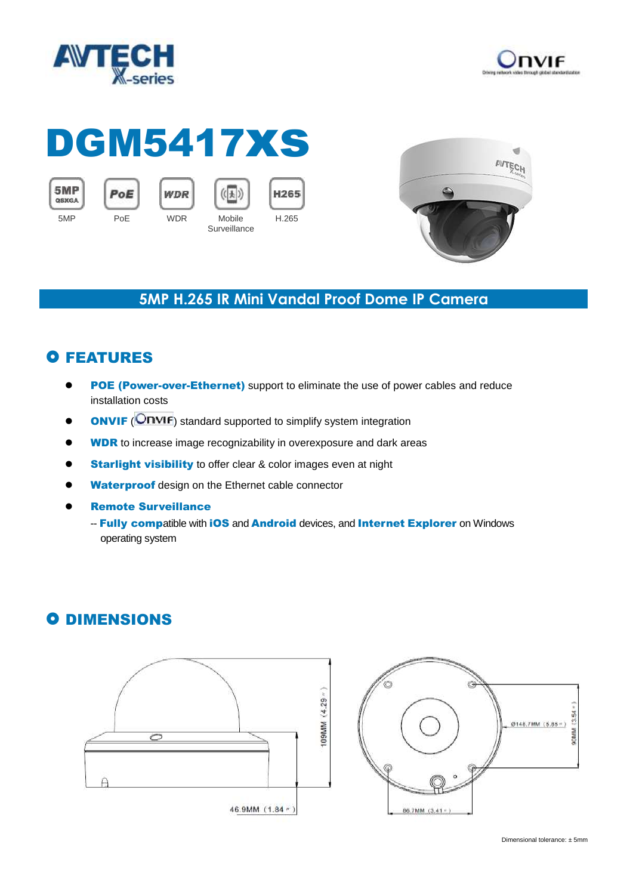# DGM5417XS

5MP | PoE | WDR | Mobile Surveillance | H.265

## 5MP H.265 IR Mini Vandal Proof Dome IP Camera

## FEATURES

- **POE (Power-over-Ethernet)** support to eliminate the use of power cables and reduce installation costs
- **ONVIF** (ONVIF) standard supported to simplify system integration
- **WDR** to increase image recognizability in overexposure and dark areas
- **Starlight visibility** to offer clear & color images even at night
- **Waterproof** design on the Ethernet cable connector
- **Remote Surveillance**
  -- **Fully compatible** with **iOS** and **Android** devices, and **Internet Explorer** on Windows operating system

## DIMENSIONS

109MM (4.29")

46.9MM (1.84")

Ø148.7MM (5.85")

90MM (3.54")

86.7MM (3.41")

Dimensional tolerance: ± 5mm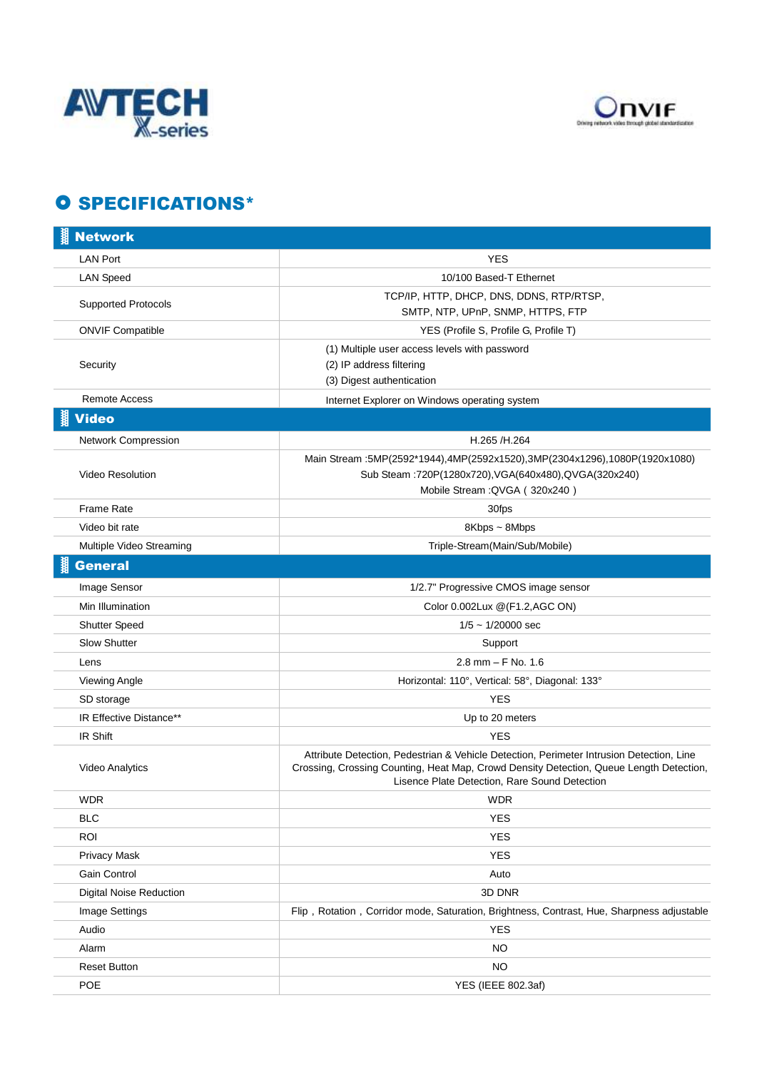AVTECH X-series

Onvif

## SPECIFICATIONS*

| **Network** | |
|---|---|
| LAN Port | YES |
| LAN Speed | 10/100 Based-T Ethernet |
| Supported Protocols | TCP/IP, HTTP, DHCP, DNS, DDNS, RTP/RTSP, SMTP, NTP, UPnP, SNMP, HTTPS, FTP |
| ONVIF Compatible | YES (Profile S, Profile G, Profile T) |
| Security | (1) Multiple user access levels with password<br>(2) IP address filtering<br>(3) Digest authentication |
| Remote Access | Internet Explorer on Windows operating system |
| **Video** | |
| Network Compression | H.265 /H.264 |
| Video Resolution | Main Stream :5MP(2592*1944),4MP(2592x1520),3MP(2304x1296),1080P(1920x1080)<br>Sub Steam :720P(1280x720),VGA(640x480),QVGA(320x240)<br>Mobile Stream :QVGA ( 320x240 ) |
| Frame Rate | 30fps |
| Video bit rate | 8Kbps ~ 8Mbps |
| Multiple Video Streaming | Triple-Stream(Main/Sub/Mobile) |
| **General** | |
| Image Sensor | 1/2.7" Progressive CMOS image sensor |
| Min Illumination | Color 0.002Lux @(F1.2,AGC ON) |
| Shutter Speed | 1/5 ~ 1/20000 sec |
| Slow Shutter | Support |
| Lens | 2.8 mm – F No. 1.6 |
| Viewing Angle | Horizontal: 110°, Vertical: 58°, Diagonal: 133° |
| SD storage | YES |
| IR Effective Distance** | Up to 20 meters |
| IR Shift | YES |
| Video Analytics | Attribute Detection, Pedestrian & Vehicle Detection, Perimeter Intrusion Detection, Line Crossing, Crossing Counting, Heat Map, Crowd Density Detection, Queue Length Detection, Lisence Plate Detection, Rare Sound Detection |
| WDR | WDR |
| BLC | YES |
| ROI | YES |
| Privacy Mask | YES |
| Gain Control | Auto |
| Digital Noise Reduction | 3D DNR |
| Image Settings | Flip，Rotation，Corridor mode, Saturation, Brightness, Contrast, Hue, Sharpness adjustable |
| Audio | YES |
| Alarm | NO |
| Reset Button | NO |
| POE | YES (IEEE 802.3af) |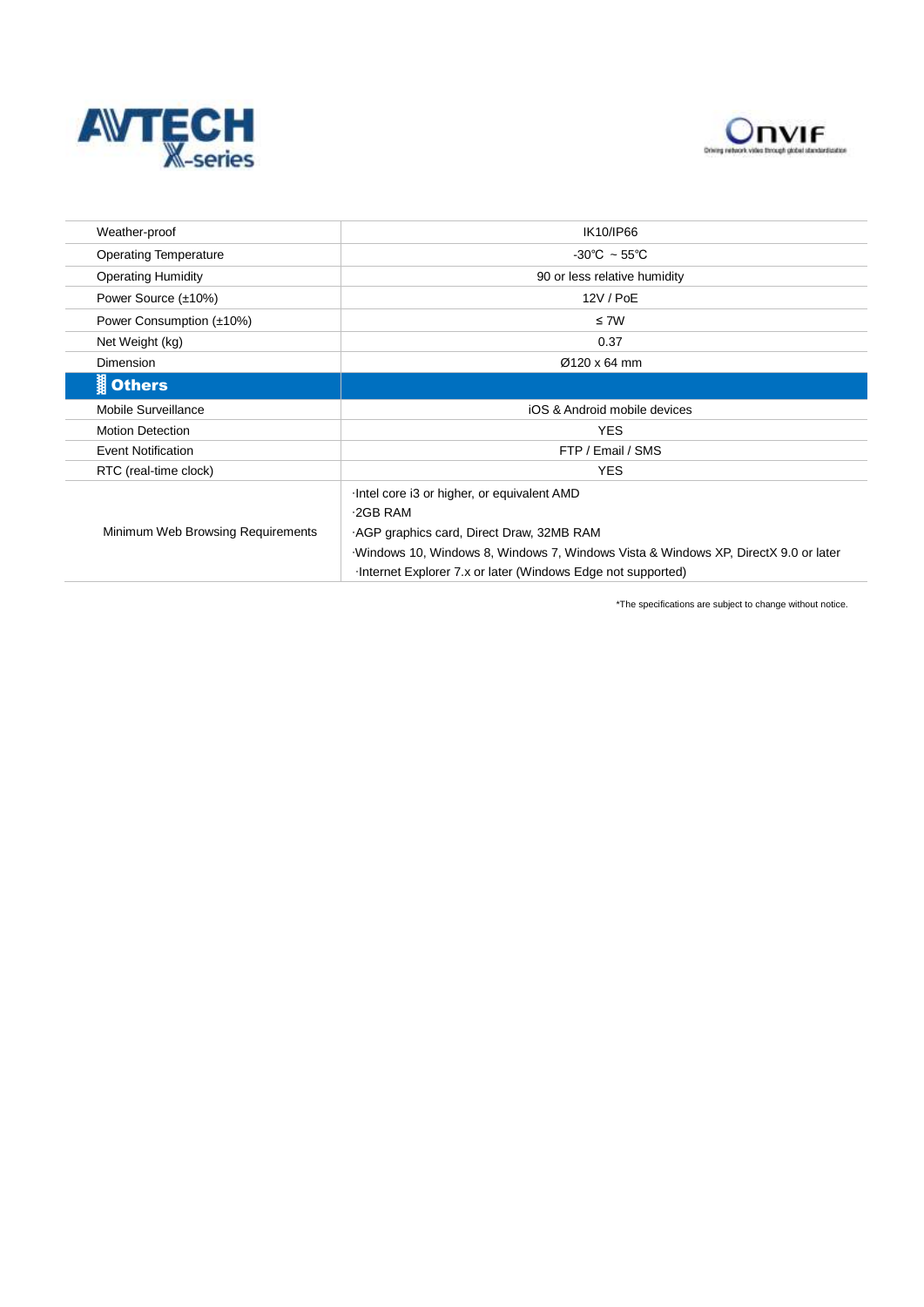| | |
|---|---|
| Weather-proof | IK10/IP66 |
| Operating Temperature | -30℃ ~ 55℃ |
| Operating Humidity | 90 or less relative humidity |
| Power Source (±10%) | 12V / PoE |
| Power Consumption (±10%) | ≤ 7W |
| Net Weight (kg) | 0.37 |
| Dimension | Ø120 x 64 mm |
| **Others** | |
| Mobile Surveillance | iOS & Android mobile devices |
| Motion Detection | YES |
| Event Notification | FTP / Email / SMS |
| RTC (real-time clock) | YES |
| Minimum Web Browsing Requirements | ·Intel core i3 or higher, or equivalent AMD<br>·2GB RAM<br>·AGP graphics card, Direct Draw, 32MB RAM<br>·Windows 10, Windows 8, Windows 7, Windows Vista & Windows XP, DirectX 9.0 or later<br>·Internet Explorer 7.x or later (Windows Edge not supported) |

*The specifications are subject to change without notice.